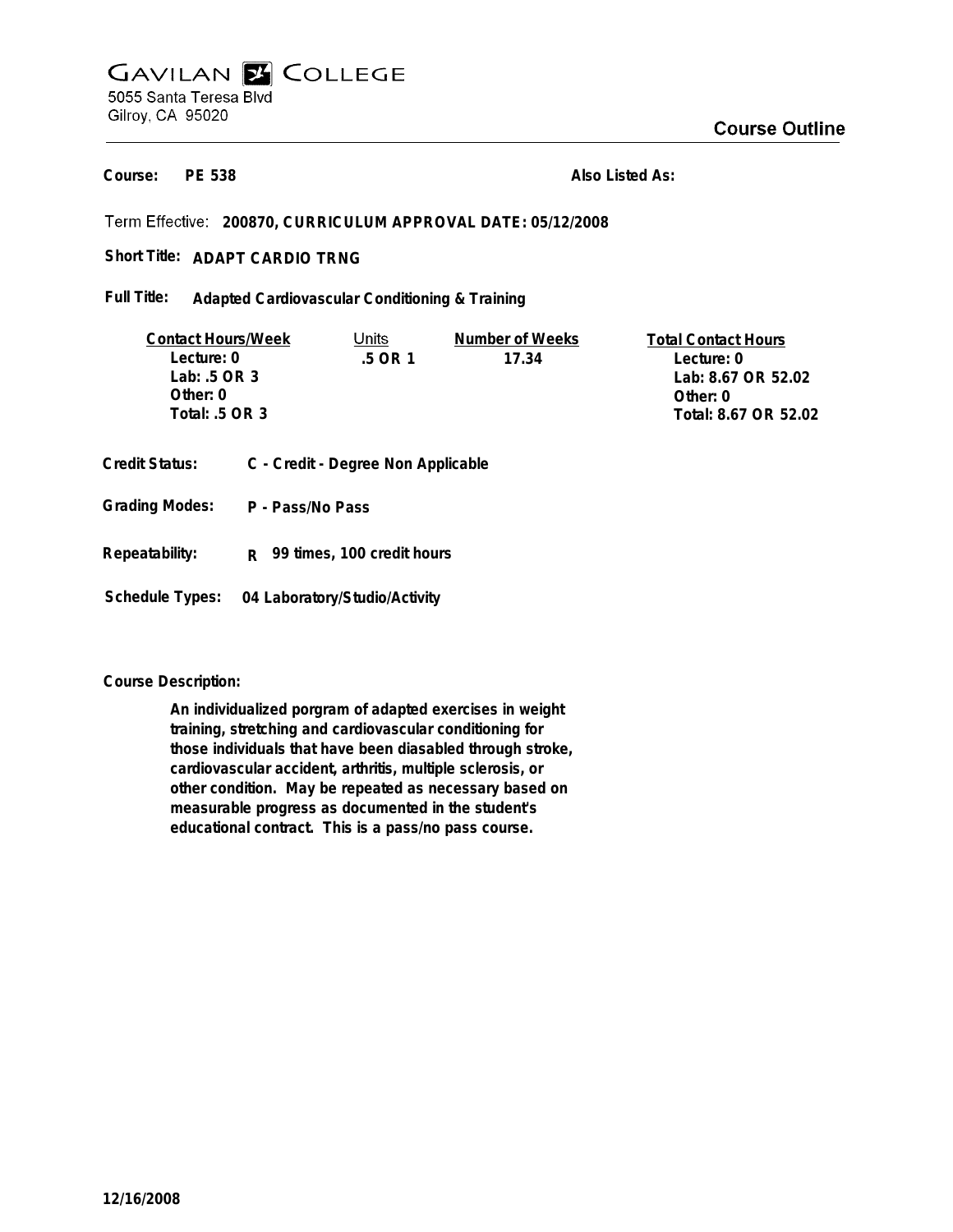# GAVILAN COLLEGE

5055 Santa Teresa Blvd
Gilroy, CA 95020

## Course Outline

**Course:** PE 538 **Also Listed As:**

Term Effective: **200870, CURRICULUM APPROVAL DATE: 05/12/2008**

**Short Title:** **ADAPT CARDIO TRNG**

**Full Title:** **Adapted Cardiovascular Conditioning & Training**

| Contact Hours/Week | Units | Number of Weeks | Total Contact Hours |
|---|---|---|---|
| Lecture: 0 | .5 OR 1 | 17.34 | Lecture: 0 |
| Lab: .5 OR 3 | | | Lab: 8.67 OR 52.02 |
| Other: 0 | | | Other: 0 |
| Total: .5 OR 3 | | | Total: 8.67 OR 52.02 |

**Credit Status:** C - Credit - Degree Non Applicable

**Grading Modes:** P - Pass/No Pass

**Repeatability:** R 99 times, 100 credit hours

**Schedule Types:** 04 Laboratory/Studio/Activity

**Course Description:**

**An individualized porgram of adapted exercises in weight training, stretching and cardiovascular conditioning for those individuals that have been diasabled through stroke, cardiovascular accident, arthritis, multiple sclerosis, or other condition. May be repeated as necessary based on measurable progress as documented in the student's educational contract. This is a pass/no pass course.**

12/16/2008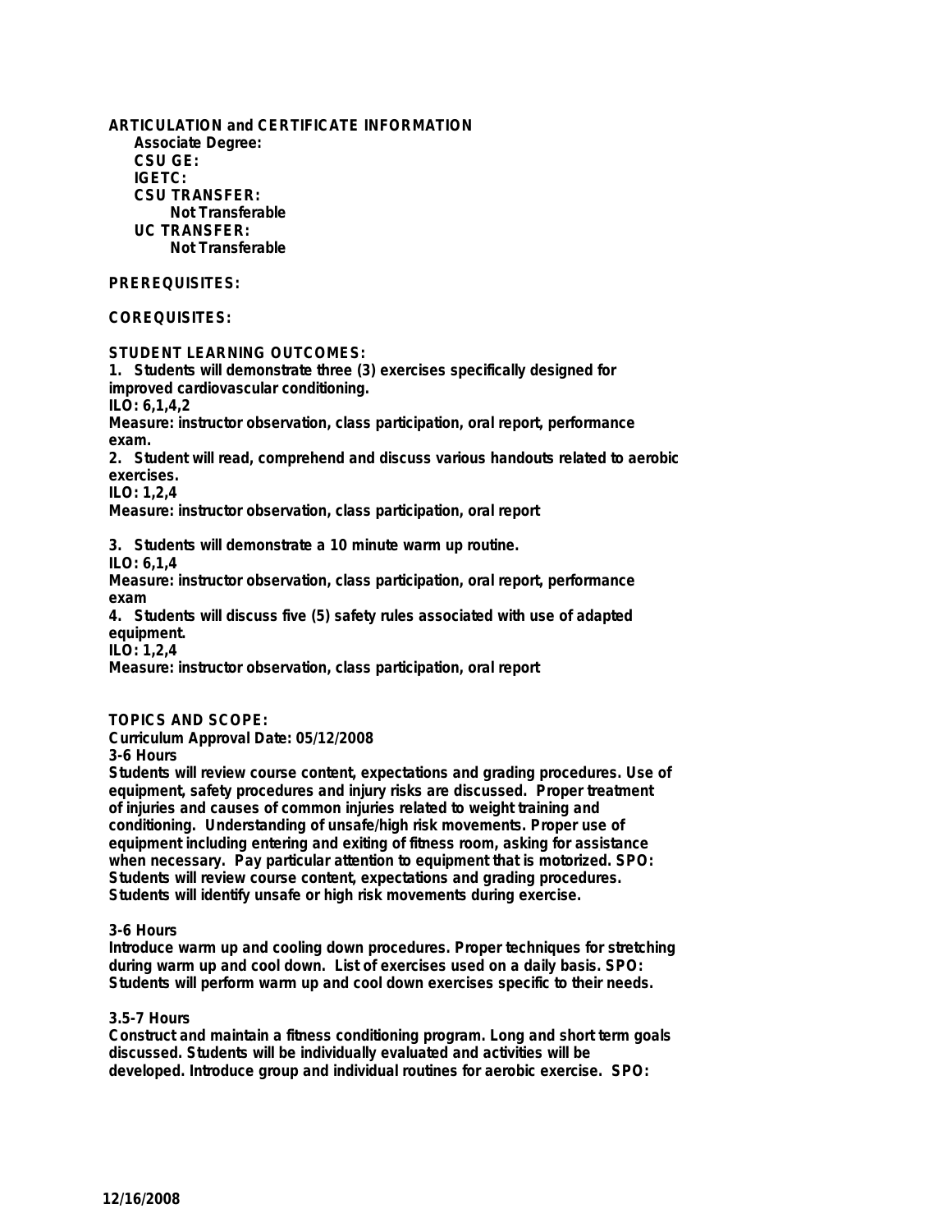**ARTICULATION and CERTIFICATE INFORMATION**

**Associate Degree:**

**CSU GE:**

**IGETC:**

**CSU TRANSFER:**

**Not Transferable**

**UC TRANSFER:**

**Not Transferable**

**PREREQUISITES:**

**COREQUISITES:**

**STUDENT LEARNING OUTCOMES:**

1. Students will demonstrate three (3) exercises specifically designed for improved cardiovascular conditioning.
ILO: 6,1,4,2
Measure: instructor observation, class participation, oral report, performance exam.

2. Student will read, comprehend and discuss various handouts related to aerobic exercises.
ILO: 1,2,4
Measure: instructor observation, class participation, oral report

3. Students will demonstrate a 10 minute warm up routine.
ILO: 6,1,4
Measure: instructor observation, class participation, oral report, performance exam

4. Students will discuss five (5) safety rules associated with use of adapted equipment.
ILO: 1,2,4
Measure: instructor observation, class participation, oral report

**TOPICS AND SCOPE:**

Curriculum Approval Date: 05/12/2008

3-6 Hours

Students will review course content, expectations and grading procedures. Use of equipment, safety procedures and injury risks are discussed. Proper treatment of injuries and causes of common injuries related to weight training and conditioning. Understanding of unsafe/high risk movements. Proper use of equipment including entering and exiting of fitness room, asking for assistance when necessary. Pay particular attention to equipment that is motorized. SPO: Students will review course content, expectations and grading procedures. Students will identify unsafe or high risk movements during exercise.

3-6 Hours

Introduce warm up and cooling down procedures. Proper techniques for stretching during warm up and cool down. List of exercises used on a daily basis. SPO: Students will perform warm up and cool down exercises specific to their needs.

3.5-7 Hours

Construct and maintain a fitness conditioning program. Long and short term goals discussed. Students will be individually evaluated and activities will be developed. Introduce group and individual routines for aerobic exercise. SPO: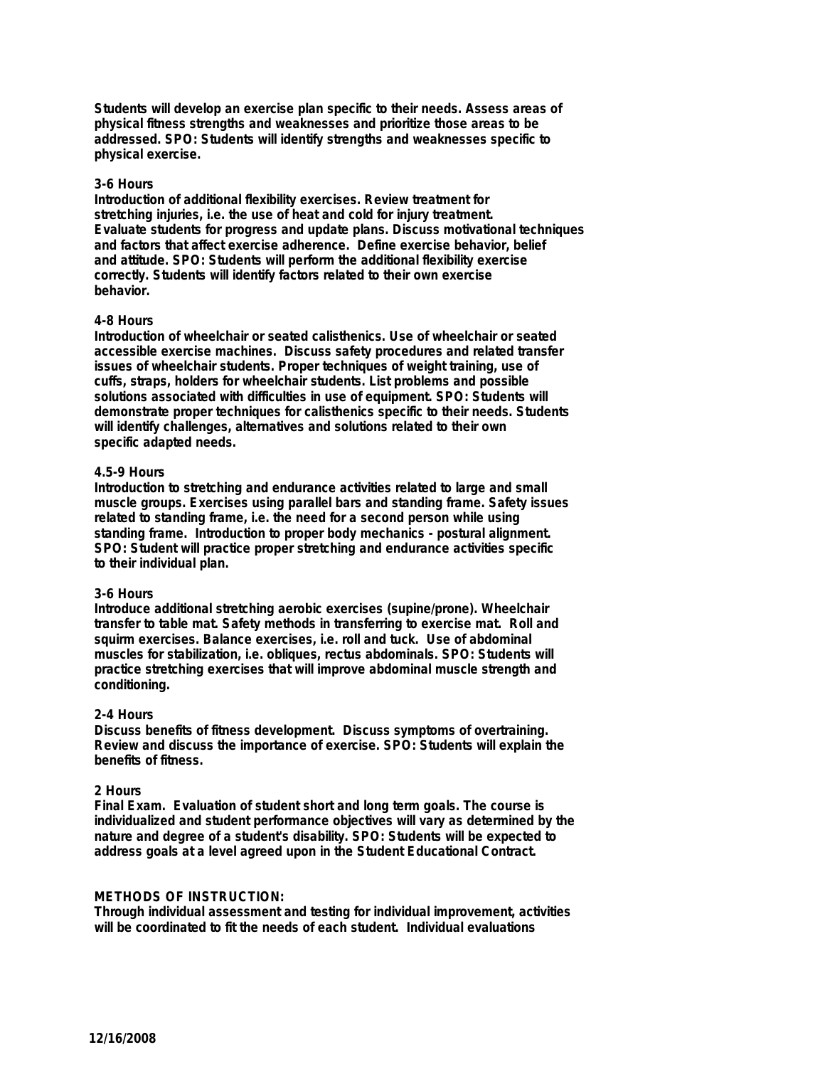**Students will develop an exercise plan specific to their needs. Assess areas of physical fitness strengths and weaknesses and prioritize those areas to be addressed. SPO: Students will identify strengths and weaknesses specific to physical exercise.**

**3-6 Hours**
**Introduction of additional flexibility exercises. Review treatment for stretching injuries, i.e. the use of heat and cold for injury treatment. Evaluate students for progress and update plans. Discuss motivational techniques and factors that affect exercise adherence. Define exercise behavior, belief and attitude. SPO: Students will perform the additional flexibility exercise correctly. Students will identify factors related to their own exercise behavior.**

**4-8 Hours**
**Introduction of wheelchair or seated calisthenics. Use of wheelchair or seated accessible exercise machines. Discuss safety procedures and related transfer issues of wheelchair students. Proper techniques of weight training, use of cuffs, straps, holders for wheelchair students. List problems and possible solutions associated with difficulties in use of equipment. SPO: Students will demonstrate proper techniques for calisthenics specific to their needs. Students will identify challenges, alternatives and solutions related to their own specific adapted needs.**

**4.5-9 Hours**
**Introduction to stretching and endurance activities related to large and small muscle groups. Exercises using parallel bars and standing frame. Safety issues related to standing frame, i.e. the need for a second person while using standing frame. Introduction to proper body mechanics - postural alignment. SPO: Student will practice proper stretching and endurance activities specific to their individual plan.**

**3-6 Hours**
**Introduce additional stretching aerobic exercises (supine/prone). Wheelchair transfer to table mat. Safety methods in transferring to exercise mat. Roll and squirm exercises. Balance exercises, i.e. roll and tuck. Use of abdominal muscles for stabilization, i.e. obliques, rectus abdominals. SPO: Students will practice stretching exercises that will improve abdominal muscle strength and conditioning.**

**2-4 Hours**
**Discuss benefits of fitness development. Discuss symptoms of overtraining. Review and discuss the importance of exercise. SPO: Students will explain the benefits of fitness.**

**2 Hours**
**Final Exam. Evaluation of student short and long term goals. The course is individualized and student performance objectives will vary as determined by the nature and degree of a student's disability. SPO: Students will be expected to address goals at a level agreed upon in the Student Educational Contract.**

**METHODS OF INSTRUCTION:**
**Through individual assessment and testing for individual improvement, activities will be coordinated to fit the needs of each student. Individual evaluations**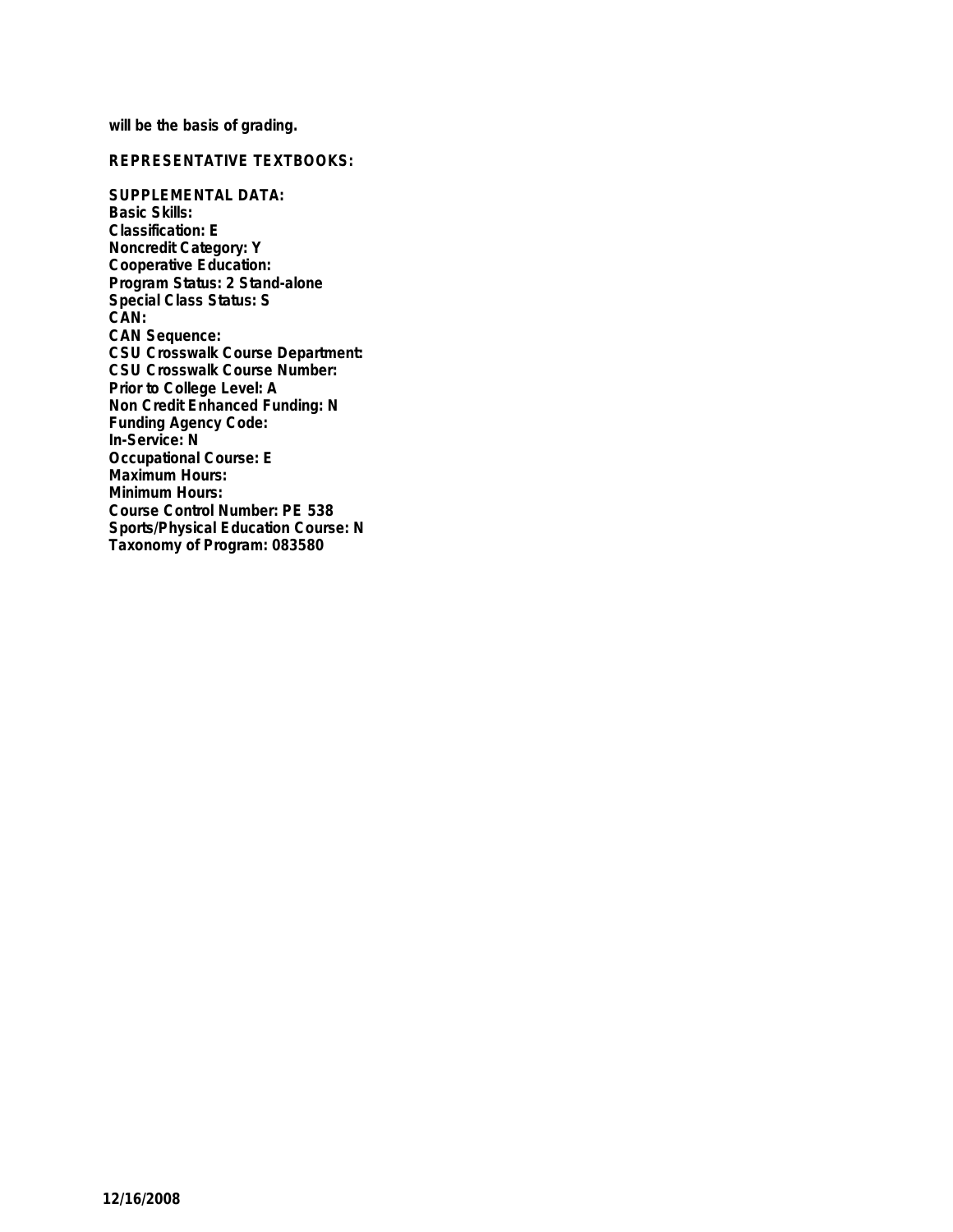**will be the basis of grading.**

**REPRESENTATIVE TEXTBOOKS:**

**SUPPLEMENTAL DATA:**
**Basic Skills:**
**Classification: E**
**Noncredit Category: Y**
**Cooperative Education:**
**Program Status: 2 Stand-alone**
**Special Class Status: S**
**CAN:**
**CAN Sequence:**
**CSU Crosswalk Course Department:**
**CSU Crosswalk Course Number:**
**Prior to College Level: A**
**Non Credit Enhanced Funding: N**
**Funding Agency Code:**
**In-Service: N**
**Occupational Course: E**
**Maximum Hours:**
**Minimum Hours:**
**Course Control Number: PE 538**
**Sports/Physical Education Course: N**
**Taxonomy of Program: 083580**